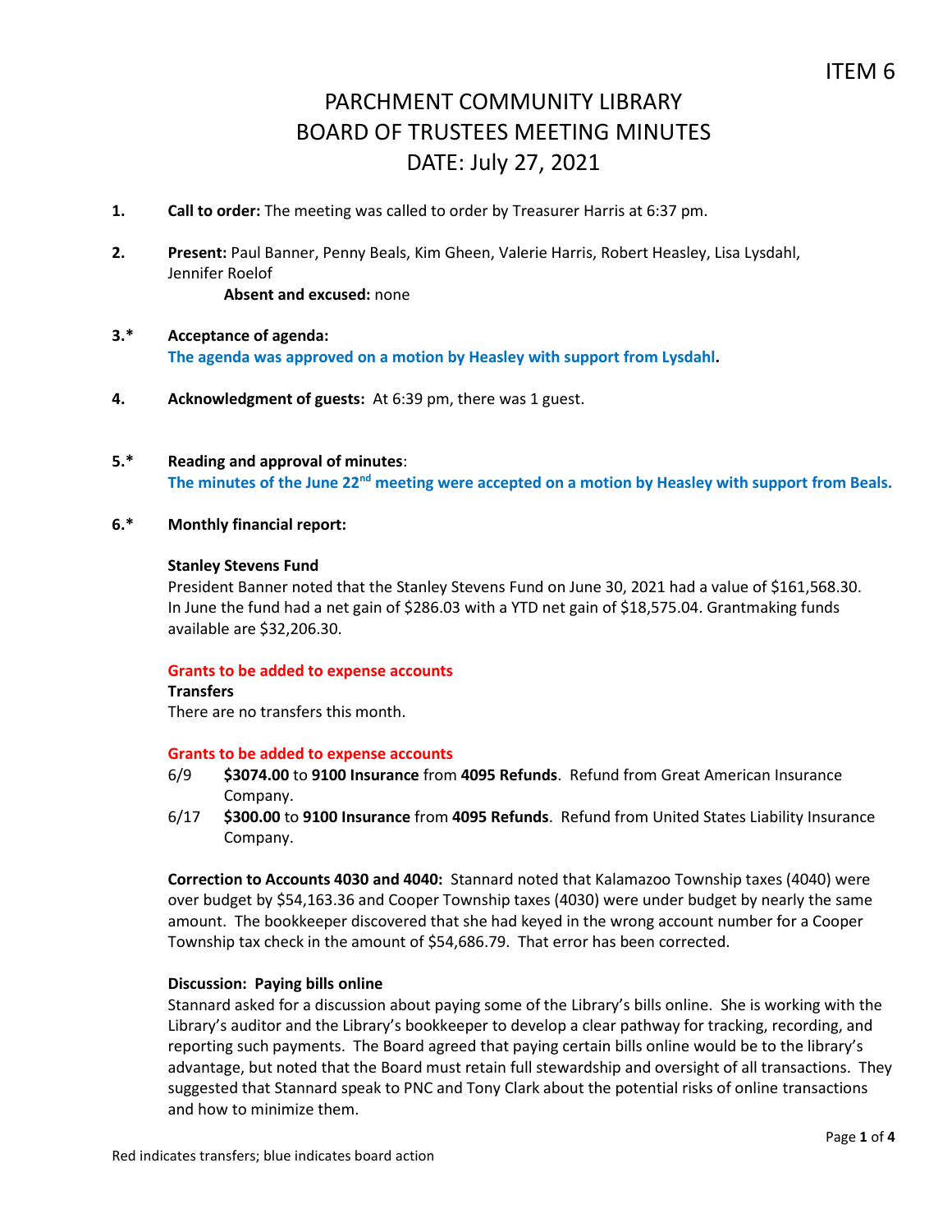ITEM 6

# PARCHMENT COMMUNITY LIBRARY
# BOARD OF TRUSTEES MEETING MINUTES
# DATE: July 27, 2021

**1.** **Call to order:** The meeting was called to order by Treasurer Harris at 6:37 pm.

**2.** **Present:** Paul Banner, Penny Beals, Kim Gheen, Valerie Harris, Robert Heasley, Lisa Lysdahl, Jennifer Roelof

**Absent and excused:** none

**3.*** **Acceptance of agenda:**
**The agenda was approved on a motion by Heasley with support from Lysdahl.**

**4.** **Acknowledgment of guests:** At 6:39 pm, there was 1 guest.

**5.*** **Reading and approval of minutes**:
**The minutes of the June 22nd meeting were accepted on a motion by Heasley with support from Beals.**

**6.*** **Monthly financial report:**

**Stanley Stevens Fund**
President Banner noted that the Stanley Stevens Fund on June 30, 2021 had a value of $161,568.30. In June the fund had a net gain of $286.03 with a YTD net gain of $18,575.04. Grantmaking funds available are $32,206.30.

**Grants to be added to expense accounts**

**Transfers**
There are no transfers this month.

**Grants to be added to expense accounts**

- 6/9 **$3074.00** to **9100 Insurance** from **4095 Refunds**. Refund from Great American Insurance Company.
- 6/17 **$300.00** to **9100 Insurance** from **4095 Refunds**. Refund from United States Liability Insurance Company.

**Correction to Accounts 4030 and 4040:** Stannard noted that Kalamazoo Township taxes (4040) were over budget by $54,163.36 and Cooper Township taxes (4030) were under budget by nearly the same amount. The bookkeeper discovered that she had keyed in the wrong account number for a Cooper Township tax check in the amount of $54,686.79. That error has been corrected.

**Discussion: Paying bills online**
Stannard asked for a discussion about paying some of the Library's bills online. She is working with the Library's auditor and the Library's bookkeeper to develop a clear pathway for tracking, recording, and reporting such payments. The Board agreed that paying certain bills online would be to the library's advantage, but noted that the Board must retain full stewardship and oversight of all transactions. They suggested that Stannard speak to PNC and Tony Clark about the potential risks of online transactions and how to minimize them.

Red indicates transfers; blue indicates board action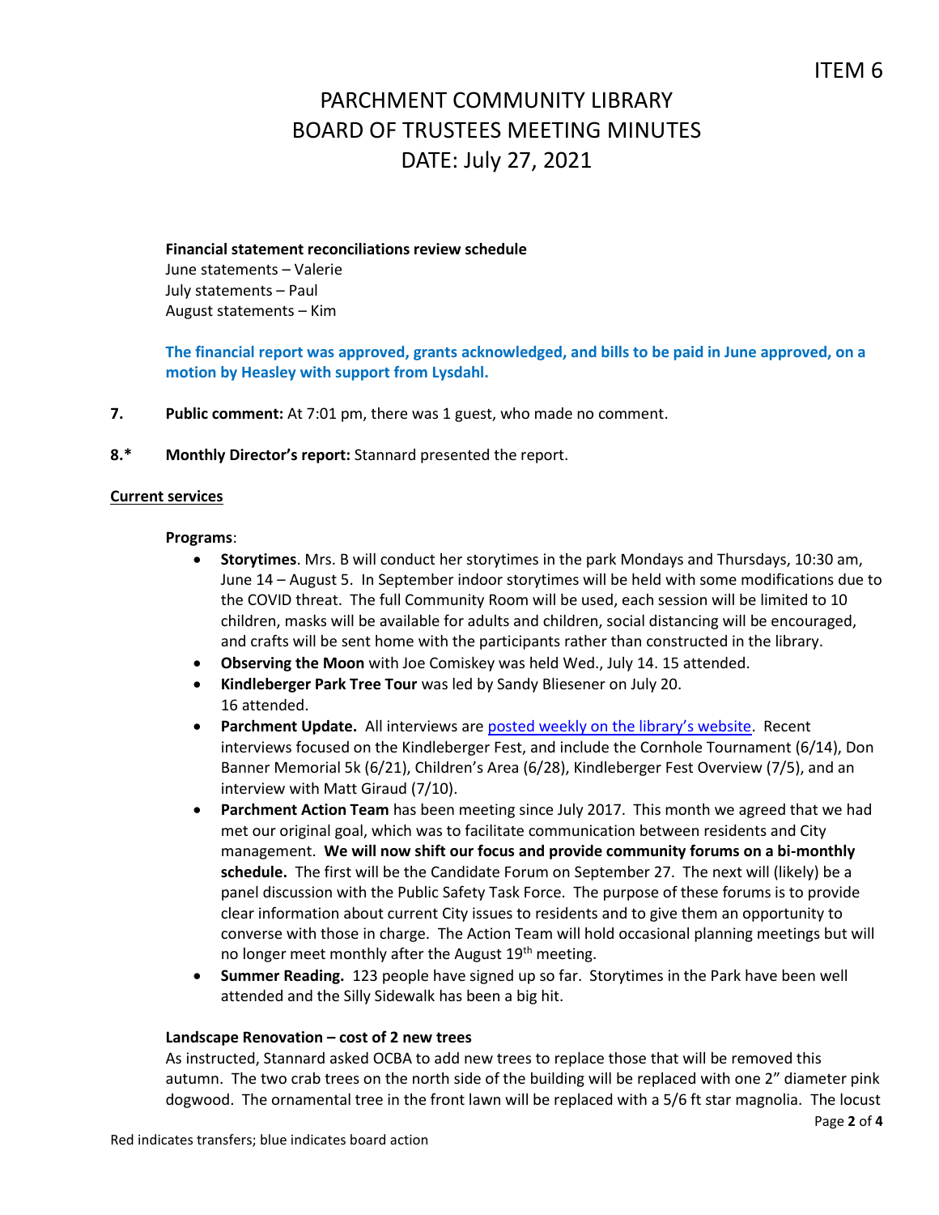ITEM 6

# PARCHMENT COMMUNITY LIBRARY
# BOARD OF TRUSTEES MEETING MINUTES
# DATE: July 27, 2021

**Financial statement reconciliations review schedule**
June statements – Valerie
July statements – Paul
August statements – Kim

**The financial report was approved, grants acknowledged, and bills to be paid in June approved, on a motion by Heasley with support from Lysdahl.**

**7.** **Public comment:** At 7:01 pm, there was 1 guest, who made no comment.

**8.*** **Monthly Director's report:** Stannard presented the report.

**Current services**

**Programs**:

- **Storytimes**. Mrs. B will conduct her storytimes in the park Mondays and Thursdays, 10:30 am, June 14 – August 5. In September indoor storytimes will be held with some modifications due to the COVID threat. The full Community Room will be used, each session will be limited to 10 children, masks will be available for adults and children, social distancing will be encouraged, and crafts will be sent home with the participants rather than constructed in the library.
- **Observing the Moon** with Joe Comiskey was held Wed., July 14. 15 attended.
- **Kindleberger Park Tree Tour** was led by Sandy Bliesener on July 20. 16 attended.
- **Parchment Update.** All interviews are posted weekly on the library's website. Recent interviews focused on the Kindleberger Fest, and include the Cornhole Tournament (6/14), Don Banner Memorial 5k (6/21), Children's Area (6/28), Kindleberger Fest Overview (7/5), and an interview with Matt Giraud (7/10).
- **Parchment Action Team** has been meeting since July 2017. This month we agreed that we had met our original goal, which was to facilitate communication between residents and City management. **We will now shift our focus and provide community forums on a bi-monthly schedule.** The first will be the Candidate Forum on September 27. The next will (likely) be a panel discussion with the Public Safety Task Force. The purpose of these forums is to provide clear information about current City issues to residents and to give them an opportunity to converse with those in charge. The Action Team will hold occasional planning meetings but will no longer meet monthly after the August 19th meeting.
- **Summer Reading.** 123 people have signed up so far. Storytimes in the Park have been well attended and the Silly Sidewalk has been a big hit.

**Landscape Renovation – cost of 2 new trees**

As instructed, Stannard asked OCBA to add new trees to replace those that will be removed this autumn. The two crab trees on the north side of the building will be replaced with one 2" diameter pink dogwood. The ornamental tree in the front lawn will be replaced with a 5/6 ft star magnolia. The locust

Red indicates transfers; blue indicates board action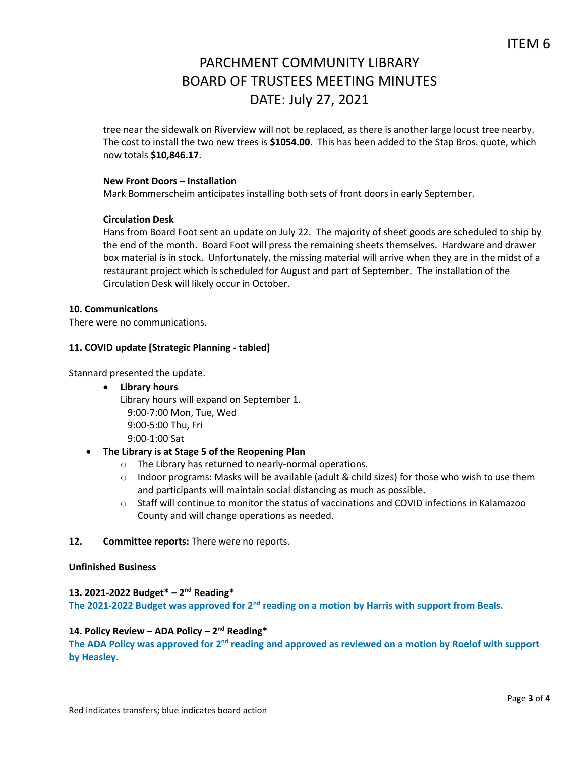ITEM 6

# PARCHMENT COMMUNITY LIBRARY
# BOARD OF TRUSTEES MEETING MINUTES
# DATE: July 27, 2021

tree near the sidewalk on Riverview will not be replaced, as there is another large locust tree nearby. The cost to install the two new trees is **$1054.00**. This has been added to the Stap Bros. quote, which now totals **$10,846.17**.

**New Front Doors – Installation**
Mark Bommerscheim anticipates installing both sets of front doors in early September.

**Circulation Desk**
Hans from Board Foot sent an update on July 22. The majority of sheet goods are scheduled to ship by the end of the month. Board Foot will press the remaining sheets themselves. Hardware and drawer box material is in stock. Unfortunately, the missing material will arrive when they are in the midst of a restaurant project which is scheduled for August and part of September. The installation of the Circulation Desk will likely occur in October.

**10. Communications**
There were no communications.

**11. COVID update [Strategic Planning - tabled]**

Stannard presented the update.

- **Library hours**
  Library hours will expand on September 1.
  9:00-7:00 Mon, Tue, Wed
  9:00-5:00 Thu, Fri
  9:00-1:00 Sat
- **The Library is at Stage 5 of the Reopening Plan**
  - The Library has returned to nearly-normal operations.
  - Indoor programs: Masks will be available (adult & child sizes) for those who wish to use them and participants will maintain social distancing as much as possible**.**
  - Staff will continue to monitor the status of vaccinations and COVID infections in Kalamazoo County and will change operations as needed.

**12. Committee reports:** There were no reports.

**Unfinished Business**

**13. 2021-2022 Budget* – 2nd Reading***
**The 2021-2022 Budget was approved for 2nd reading on a motion by Harris with support from Beals.**

**14. Policy Review – ADA Policy – 2nd Reading***
**The ADA Policy was approved for 2nd reading and approved as reviewed on a motion by Roelof with support by Heasley.**

Red indicates transfers; blue indicates board action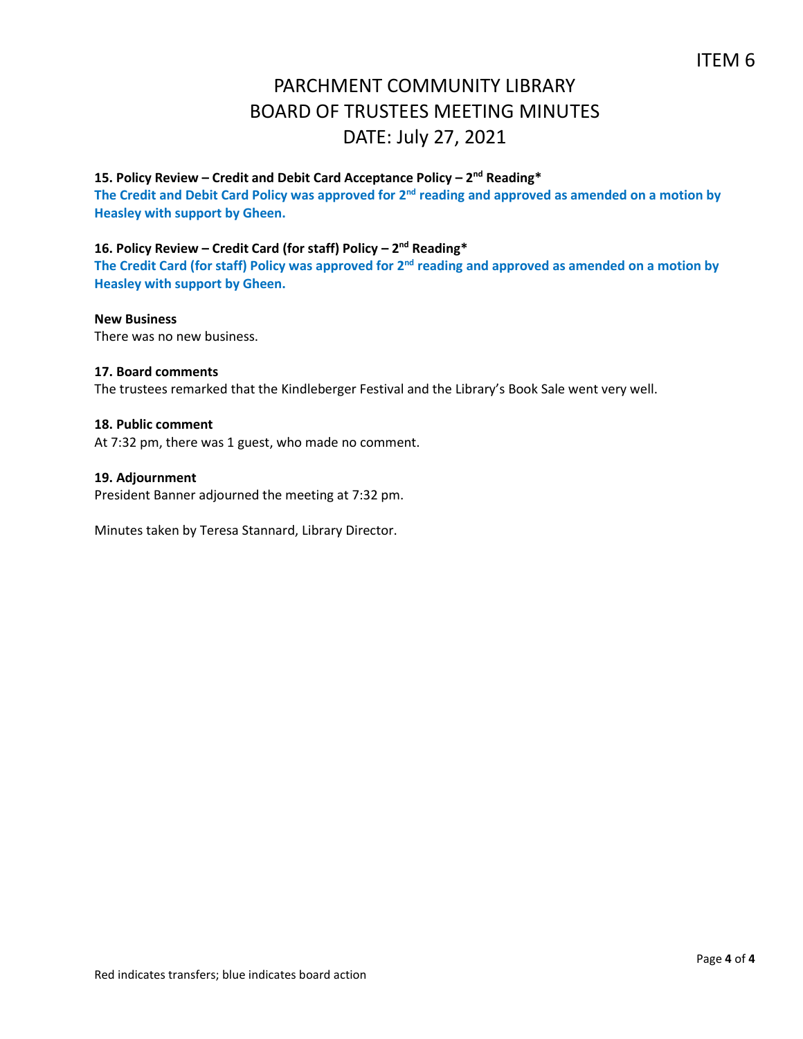ITEM 6

# PARCHMENT COMMUNITY LIBRARY
# BOARD OF TRUSTEES MEETING MINUTES
# DATE: July 27, 2021

**15. Policy Review – Credit and Debit Card Acceptance Policy – 2nd Reading***

**The Credit and Debit Card Policy was approved for 2nd reading and approved as amended on a motion by Heasley with support by Gheen.**

**16. Policy Review – Credit Card (for staff) Policy – 2nd Reading***

**The Credit Card (for staff) Policy was approved for 2nd reading and approved as amended on a motion by Heasley with support by Gheen.**

**New Business**

There was no new business.

**17. Board comments**

The trustees remarked that the Kindleberger Festival and the Library's Book Sale went very well.

**18. Public comment**

At 7:32 pm, there was 1 guest, who made no comment.

**19. Adjournment**

President Banner adjourned the meeting at 7:32 pm.

Minutes taken by Teresa Stannard, Library Director.

Red indicates transfers; blue indicates board action